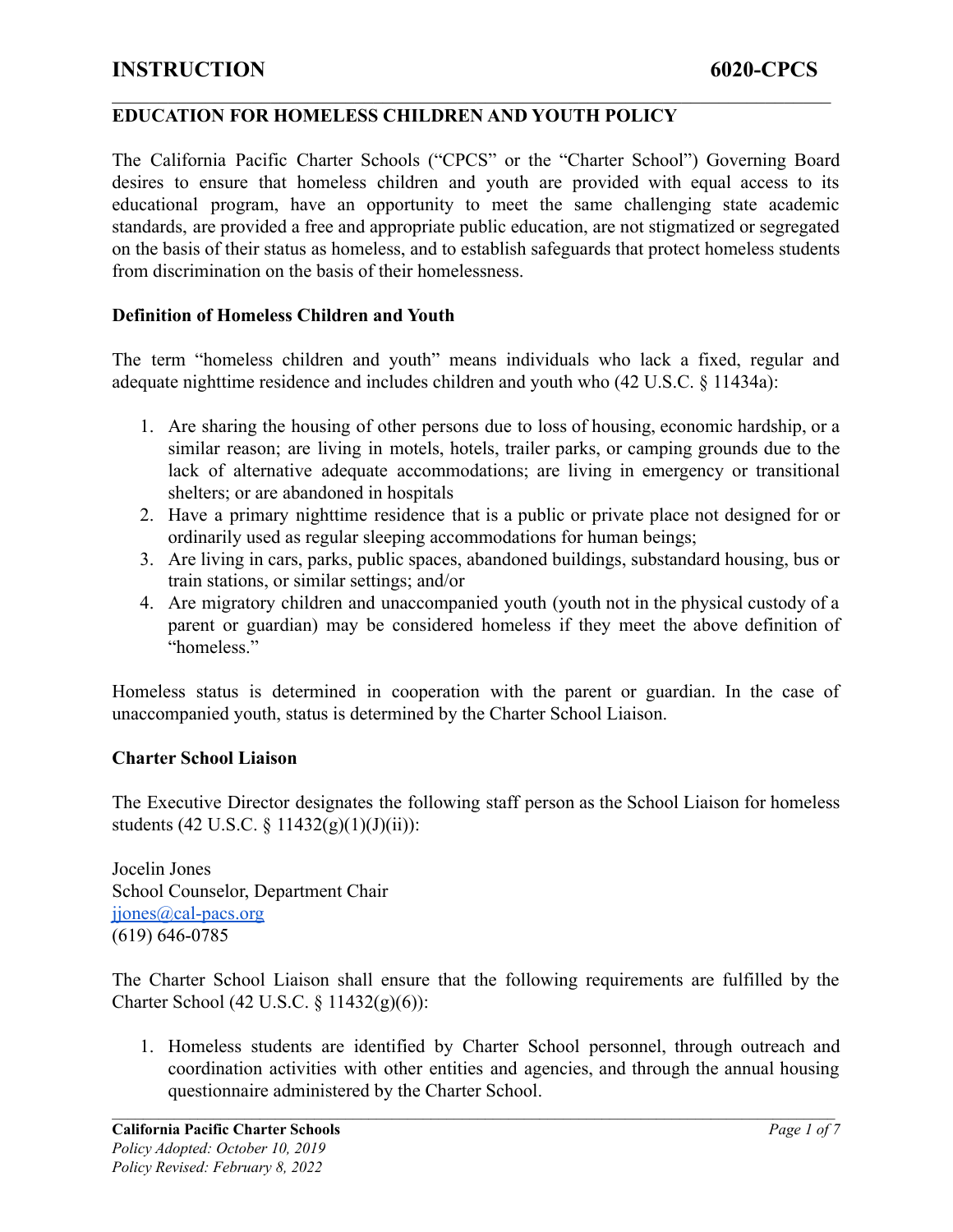# INSTRUCTION 6020-CPCS

## EDUCATION FOR HOMELESS CHILDREN AND YOUTH POLICY

The California Pacific Charter Schools ("CPCS" or the "Charter School") Governing Board desires to ensure that homeless children and youth are provided with equal access to its educational program, have an opportunity to meet the same challenging state academic standards, are provided a free and appropriate public education, are not stigmatized or segregated on the basis of their status as homeless, and to establish safeguards that protect homeless students from discrimination on the basis of their homelessness.

### Definition of Homeless Children and Youth

The term "homeless children and youth" means individuals who lack a fixed, regular and adequate nighttime residence and includes children and youth who (42 U.S.C. § 11434a):

1. Are sharing the housing of other persons due to loss of housing, economic hardship, or a similar reason; are living in motels, hotels, trailer parks, or camping grounds due to the lack of alternative adequate accommodations; are living in emergency or transitional shelters; or are abandoned in hospitals
2. Have a primary nighttime residence that is a public or private place not designed for or ordinarily used as regular sleeping accommodations for human beings;
3. Are living in cars, parks, public spaces, abandoned buildings, substandard housing, bus or train stations, or similar settings; and/or
4. Are migratory children and unaccompanied youth (youth not in the physical custody of a parent or guardian) may be considered homeless if they meet the above definition of "homeless."

Homeless status is determined in cooperation with the parent or guardian. In the case of unaccompanied youth, status is determined by the Charter School Liaison.

### Charter School Liaison

The Executive Director designates the following staff person as the School Liaison for homeless students (42 U.S.C. § 11432(g)(1)(J)(ii)):

Jocelin Jones
School Counselor, Department Chair
jjones@cal-pacs.org
(619) 646-0785

The Charter School Liaison shall ensure that the following requirements are fulfilled by the Charter School (42 U.S.C. § 11432(g)(6)):

1. Homeless students are identified by Charter School personnel, through outreach and coordination activities with other entities and agencies, and through the annual housing questionnaire administered by the Charter School.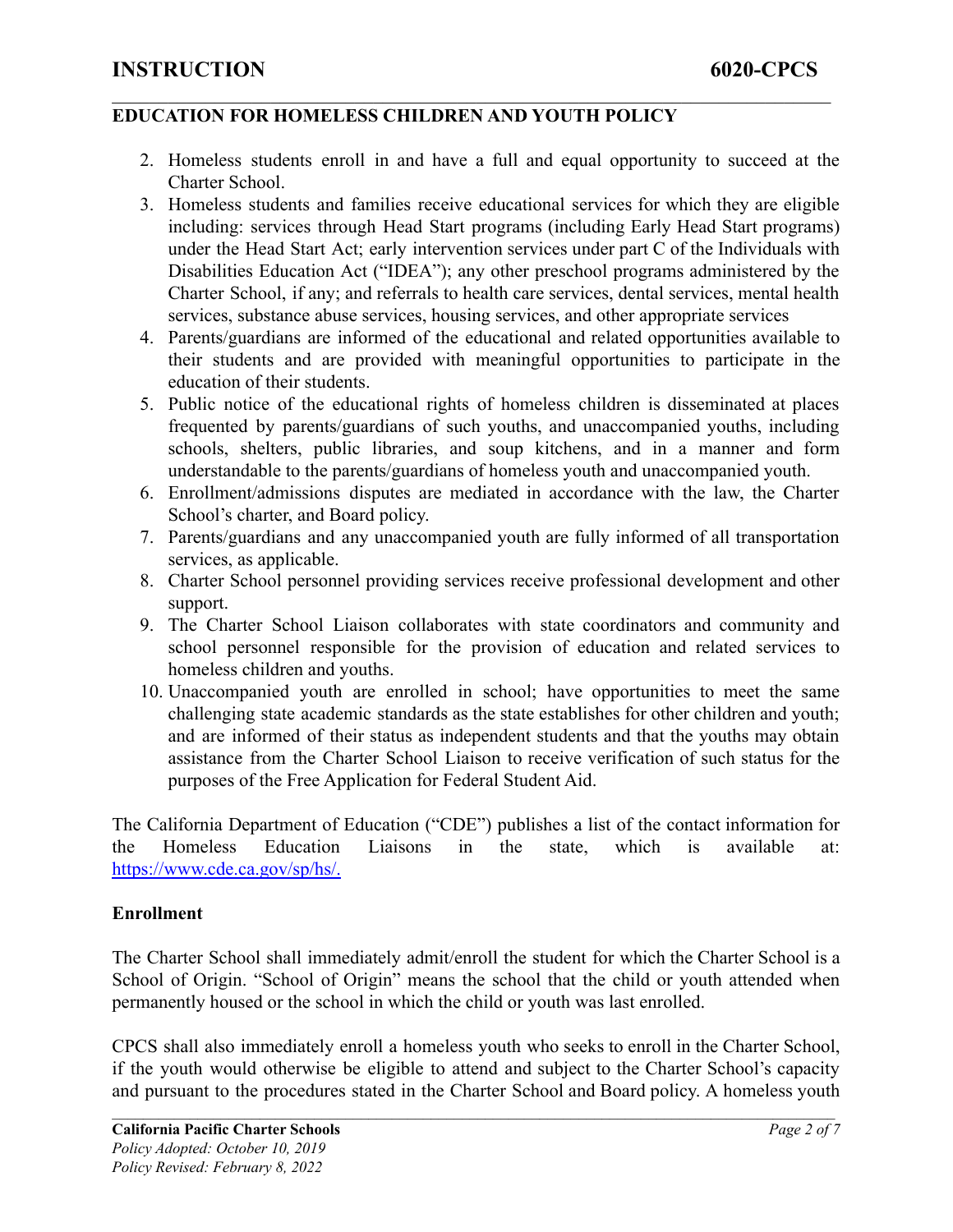2. Homeless students enroll in and have a full and equal opportunity to succeed at the Charter School.
3. Homeless students and families receive educational services for which they are eligible including: services through Head Start programs (including Early Head Start programs) under the Head Start Act; early intervention services under part C of the Individuals with Disabilities Education Act ("IDEA"); any other preschool programs administered by the Charter School, if any; and referrals to health care services, dental services, mental health services, substance abuse services, housing services, and other appropriate services
4. Parents/guardians are informed of the educational and related opportunities available to their students and are provided with meaningful opportunities to participate in the education of their students.
5. Public notice of the educational rights of homeless children is disseminated at places frequented by parents/guardians of such youths, and unaccompanied youths, including schools, shelters, public libraries, and soup kitchens, and in a manner and form understandable to the parents/guardians of homeless youth and unaccompanied youth.
6. Enrollment/admissions disputes are mediated in accordance with the law, the Charter School's charter, and Board policy.
7. Parents/guardians and any unaccompanied youth are fully informed of all transportation services, as applicable.
8. Charter School personnel providing services receive professional development and other support.
9. The Charter School Liaison collaborates with state coordinators and community and school personnel responsible for the provision of education and related services to homeless children and youths.
10. Unaccompanied youth are enrolled in school; have opportunities to meet the same challenging state academic standards as the state establishes for other children and youth; and are informed of their status as independent students and that the youths may obtain assistance from the Charter School Liaison to receive verification of such status for the purposes of the Free Application for Federal Student Aid.

The California Department of Education ("CDE") publishes a list of the contact information for the Homeless Education Liaisons in the state, which is available at: https://www.cde.ca.gov/sp/hs/.

**Enrollment**

The Charter School shall immediately admit/enroll the student for which the Charter School is a School of Origin. "School of Origin" means the school that the child or youth attended when permanently housed or the school in which the child or youth was last enrolled.

CPCS shall also immediately enroll a homeless youth who seeks to enroll in the Charter School, if the youth would otherwise be eligible to attend and subject to the Charter School's capacity and pursuant to the procedures stated in the Charter School and Board policy. A homeless youth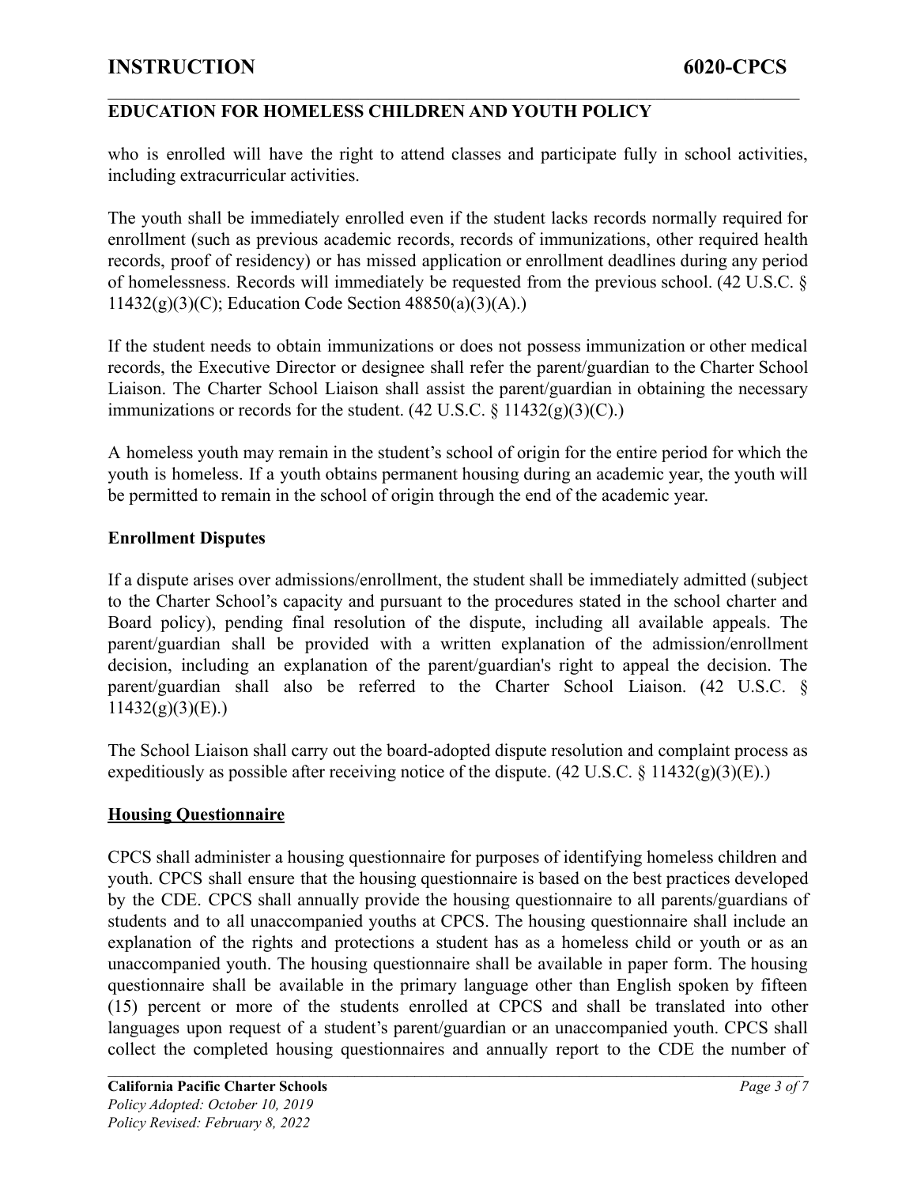who is enrolled will have the right to attend classes and participate fully in school activities, including extracurricular activities.

The youth shall be immediately enrolled even if the student lacks records normally required for enrollment (such as previous academic records, records of immunizations, other required health records, proof of residency) or has missed application or enrollment deadlines during any period of homelessness. Records will immediately be requested from the previous school. (42 U.S.C. § 11432(g)(3)(C); Education Code Section 48850(a)(3)(A).)

If the student needs to obtain immunizations or does not possess immunization or other medical records, the Executive Director or designee shall refer the parent/guardian to the Charter School Liaison. The Charter School Liaison shall assist the parent/guardian in obtaining the necessary immunizations or records for the student. (42 U.S.C. § 11432(g)(3)(C).)

A homeless youth may remain in the student's school of origin for the entire period for which the youth is homeless. If a youth obtains permanent housing during an academic year, the youth will be permitted to remain in the school of origin through the end of the academic year.

**Enrollment Disputes**

If a dispute arises over admissions/enrollment, the student shall be immediately admitted (subject to the Charter School's capacity and pursuant to the procedures stated in the school charter and Board policy), pending final resolution of the dispute, including all available appeals. The parent/guardian shall be provided with a written explanation of the admission/enrollment decision, including an explanation of the parent/guardian's right to appeal the decision. The parent/guardian shall also be referred to the Charter School Liaison. (42 U.S.C. § 11432(g)(3)(E).)

The School Liaison shall carry out the board-adopted dispute resolution and complaint process as expeditiously as possible after receiving notice of the dispute. (42 U.S.C. § 11432(g)(3)(E).)

**Housing Questionnaire**

CPCS shall administer a housing questionnaire for purposes of identifying homeless children and youth. CPCS shall ensure that the housing questionnaire is based on the best practices developed by the CDE. CPCS shall annually provide the housing questionnaire to all parents/guardians of students and to all unaccompanied youths at CPCS. The housing questionnaire shall include an explanation of the rights and protections a student has as a homeless child or youth or as an unaccompanied youth. The housing questionnaire shall be available in paper form. The housing questionnaire shall be available in the primary language other than English spoken by fifteen (15) percent or more of the students enrolled at CPCS and shall be translated into other languages upon request of a student's parent/guardian or an unaccompanied youth. CPCS shall collect the completed housing questionnaires and annually report to the CDE the number of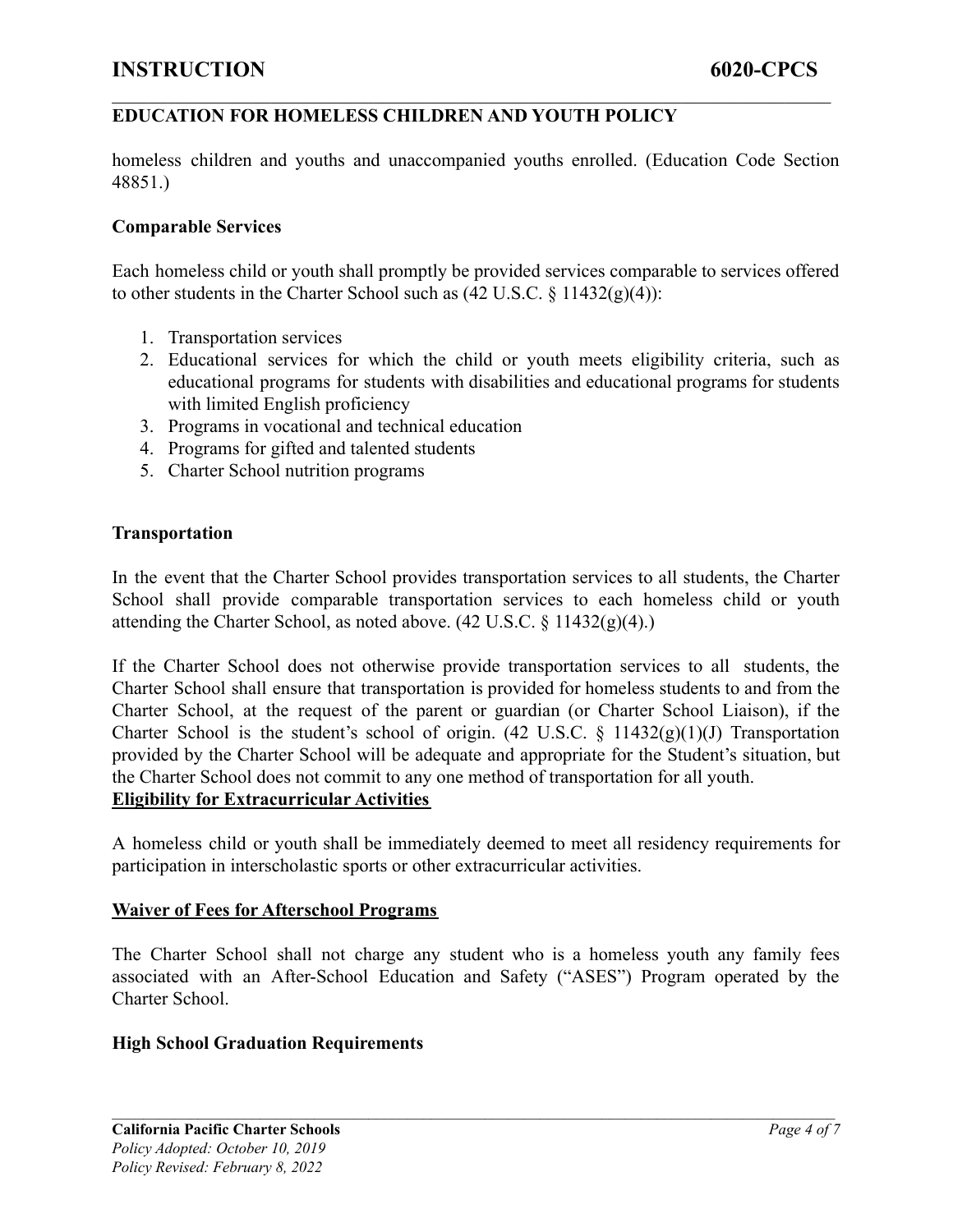homeless children and youths and unaccompanied youths enrolled. (Education Code Section 48851.)

**Comparable Services**

Each homeless child or youth shall promptly be provided services comparable to services offered to other students in the Charter School such as (42 U.S.C. § 11432(g)(4)):

1. Transportation services
2. Educational services for which the child or youth meets eligibility criteria, such as educational programs for students with disabilities and educational programs for students with limited English proficiency
3. Programs in vocational and technical education
4. Programs for gifted and talented students
5. Charter School nutrition programs

**Transportation**

In the event that the Charter School provides transportation services to all students, the Charter School shall provide comparable transportation services to each homeless child or youth attending the Charter School, as noted above. (42 U.S.C. § 11432(g)(4).)

If the Charter School does not otherwise provide transportation services to all students, the Charter School shall ensure that transportation is provided for homeless students to and from the Charter School, at the request of the parent or guardian (or Charter School Liaison), if the Charter School is the student's school of origin. (42 U.S.C. § 11432(g)(1)(J) Transportation provided by the Charter School will be adequate and appropriate for the Student's situation, but the Charter School does not commit to any one method of transportation for all youth.

**Eligibility for Extracurricular Activities**

A homeless child or youth shall be immediately deemed to meet all residency requirements for participation in interscholastic sports or other extracurricular activities.

**Waiver of Fees for Afterschool Programs**

The Charter School shall not charge any student who is a homeless youth any family fees associated with an After-School Education and Safety ("ASES") Program operated by the Charter School.

**High School Graduation Requirements**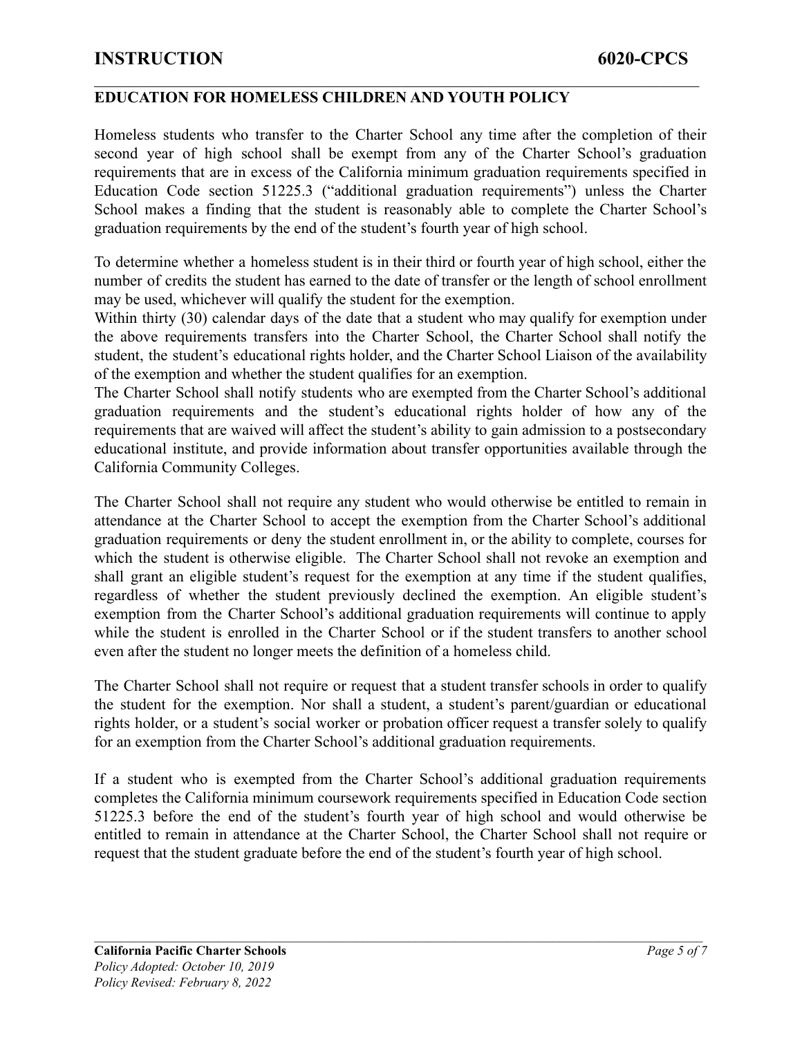## EDUCATION FOR HOMELESS CHILDREN AND YOUTH POLICY

Homeless students who transfer to the Charter School any time after the completion of their second year of high school shall be exempt from any of the Charter School's graduation requirements that are in excess of the California minimum graduation requirements specified in Education Code section 51225.3 ("additional graduation requirements") unless the Charter School makes a finding that the student is reasonably able to complete the Charter School's graduation requirements by the end of the student's fourth year of high school.

To determine whether a homeless student is in their third or fourth year of high school, either the number of credits the student has earned to the date of transfer or the length of school enrollment may be used, whichever will qualify the student for the exemption.

Within thirty (30) calendar days of the date that a student who may qualify for exemption under the above requirements transfers into the Charter School, the Charter School shall notify the student, the student's educational rights holder, and the Charter School Liaison of the availability of the exemption and whether the student qualifies for an exemption.

The Charter School shall notify students who are exempted from the Charter School's additional graduation requirements and the student's educational rights holder of how any of the requirements that are waived will affect the student's ability to gain admission to a postsecondary educational institute, and provide information about transfer opportunities available through the California Community Colleges.

The Charter School shall not require any student who would otherwise be entitled to remain in attendance at the Charter School to accept the exemption from the Charter School's additional graduation requirements or deny the student enrollment in, or the ability to complete, courses for which the student is otherwise eligible. The Charter School shall not revoke an exemption and shall grant an eligible student's request for the exemption at any time if the student qualifies, regardless of whether the student previously declined the exemption. An eligible student's exemption from the Charter School's additional graduation requirements will continue to apply while the student is enrolled in the Charter School or if the student transfers to another school even after the student no longer meets the definition of a homeless child.

The Charter School shall not require or request that a student transfer schools in order to qualify the student for the exemption. Nor shall a student, a student's parent/guardian or educational rights holder, or a student's social worker or probation officer request a transfer solely to qualify for an exemption from the Charter School's additional graduation requirements.

If a student who is exempted from the Charter School's additional graduation requirements completes the California minimum coursework requirements specified in Education Code section 51225.3 before the end of the student's fourth year of high school and would otherwise be entitled to remain in attendance at the Charter School, the Charter School shall not require or request that the student graduate before the end of the student's fourth year of high school.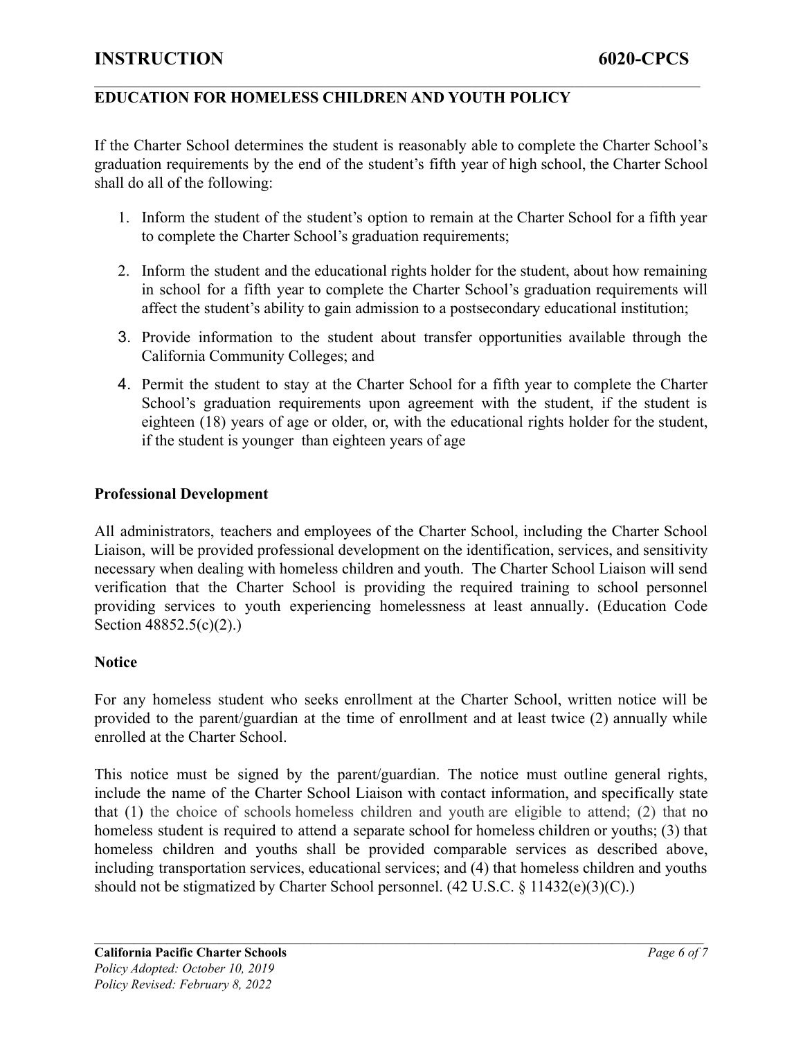If the Charter School determines the student is reasonably able to complete the Charter School's graduation requirements by the end of the student's fifth year of high school, the Charter School shall do all of the following:

1. Inform the student of the student's option to remain at the Charter School for a fifth year to complete the Charter School's graduation requirements;
2. Inform the student and the educational rights holder for the student, about how remaining in school for a fifth year to complete the Charter School's graduation requirements will affect the student's ability to gain admission to a postsecondary educational institution;
3. Provide information to the student about transfer opportunities available through the California Community Colleges; and
4. Permit the student to stay at the Charter School for a fifth year to complete the Charter School's graduation requirements upon agreement with the student, if the student is eighteen (18) years of age or older, or, with the educational rights holder for the student, if the student is younger than eighteen years of age

**Professional Development**

All administrators, teachers and employees of the Charter School, including the Charter School Liaison, will be provided professional development on the identification, services, and sensitivity necessary when dealing with homeless children and youth. The Charter School Liaison will send verification that the Charter School is providing the required training to school personnel providing services to youth experiencing homelessness at least annually. (Education Code Section 48852.5(c)(2).)

**Notice**

For any homeless student who seeks enrollment at the Charter School, written notice will be provided to the parent/guardian at the time of enrollment and at least twice (2) annually while enrolled at the Charter School.

This notice must be signed by the parent/guardian. The notice must outline general rights, include the name of the Charter School Liaison with contact information, and specifically state that (1) the choice of schools homeless children and youth are eligible to attend; (2) that no homeless student is required to attend a separate school for homeless children or youths; (3) that homeless children and youths shall be provided comparable services as described above, including transportation services, educational services; and (4) that homeless children and youths should not be stigmatized by Charter School personnel. (42 U.S.C. § 11432(e)(3)(C).)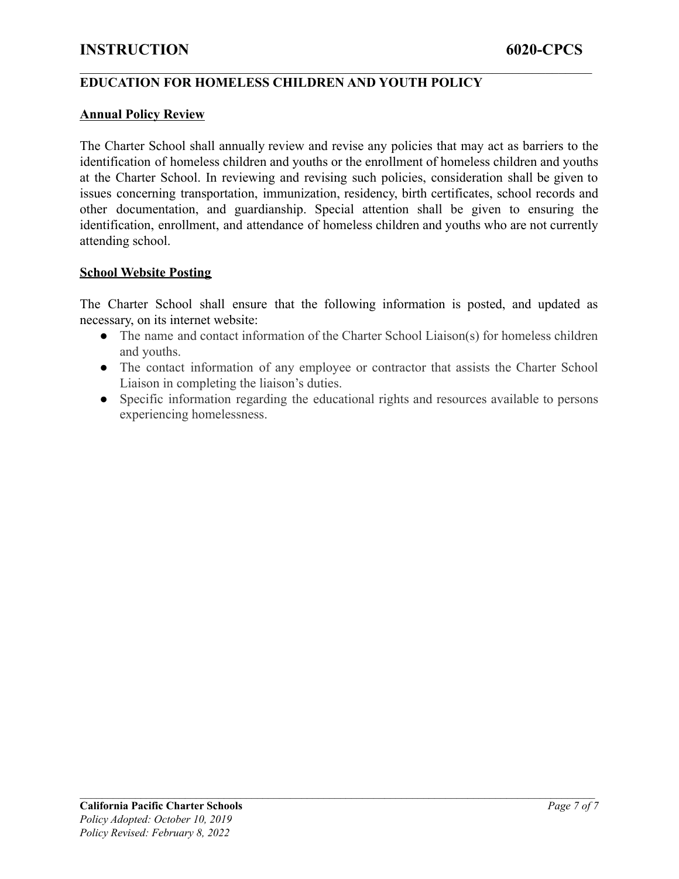## EDUCATION FOR HOMELESS CHILDREN AND YOUTH POLICY

**Annual Policy Review**

The Charter School shall annually review and revise any policies that may act as barriers to the identification of homeless children and youths or the enrollment of homeless children and youths at the Charter School. In reviewing and revising such policies, consideration shall be given to issues concerning transportation, immunization, residency, birth certificates, school records and other documentation, and guardianship. Special attention shall be given to ensuring the identification, enrollment, and attendance of homeless children and youths who are not currently attending school.

**School Website Posting**

The Charter School shall ensure that the following information is posted, and updated as necessary, on its internet website:

- The name and contact information of the Charter School Liaison(s) for homeless children and youths.
- The contact information of any employee or contractor that assists the Charter School Liaison in completing the liaison's duties.
- Specific information regarding the educational rights and resources available to persons experiencing homelessness.